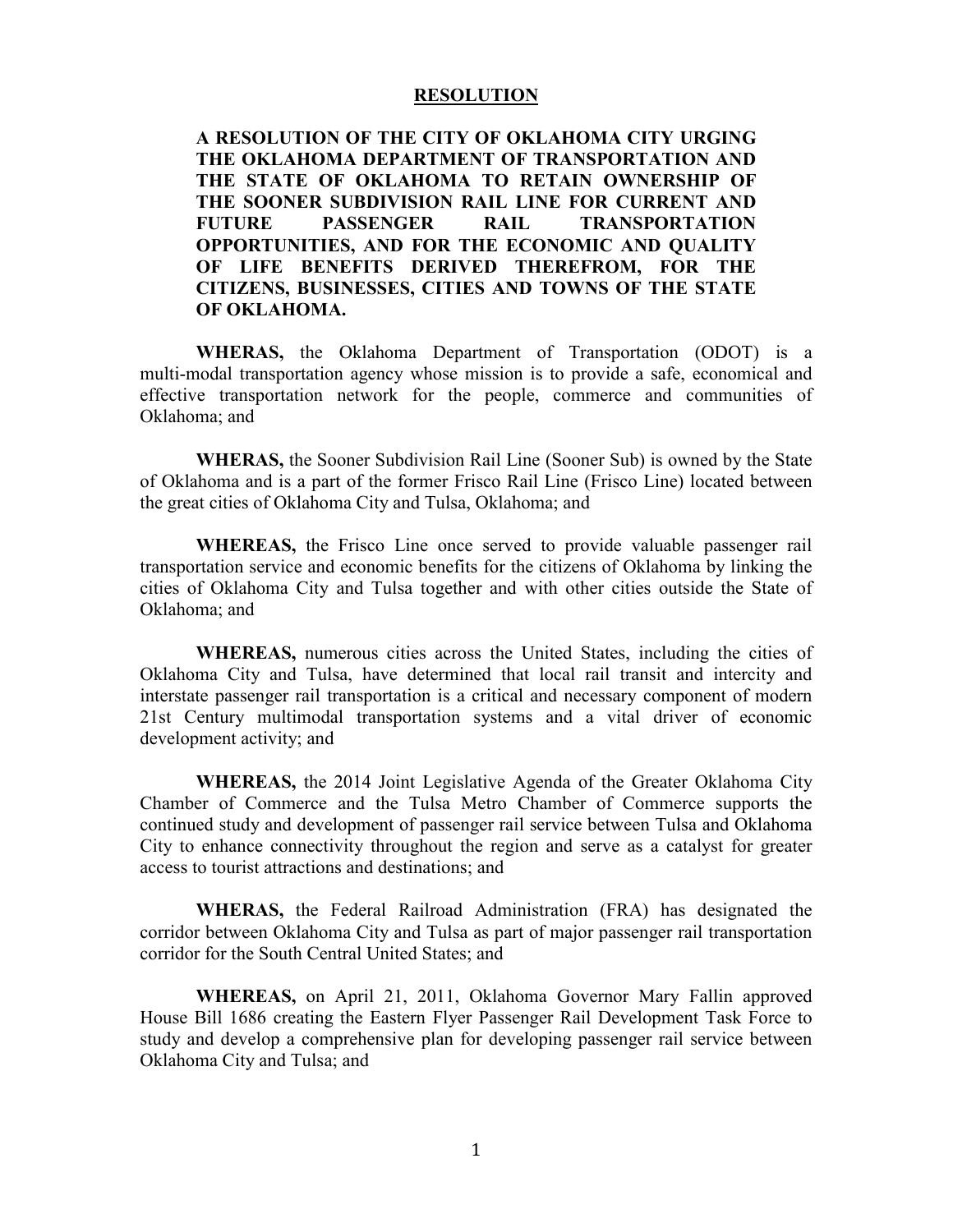# RESOLUTION

**A RESOLUTION OF THE CITY OF OKLAHOMA CITY URGING THE OKLAHOMA DEPARTMENT OF TRANSPORTATION AND THE STATE OF OKLAHOMA TO RETAIN OWNERSHIP OF THE SOONER SUBDIVISION RAIL LINE FOR CURRENT AND FUTURE PASSENGER RAIL TRANSPORTATION OPPORTUNITIES, AND FOR THE ECONOMIC AND QUALITY OF LIFE BENEFITS DERIVED THEREFROM, FOR THE CITIZENS, BUSINESSES, CITIES AND TOWNS OF THE STATE OF OKLAHOMA.**

**WHERAS,** the Oklahoma Department of Transportation (ODOT) is a multi-modal transportation agency whose mission is to provide a safe, economical and effective transportation network for the people, commerce and communities of Oklahoma; and

**WHERAS,** the Sooner Subdivision Rail Line (Sooner Sub) is owned by the State of Oklahoma and is a part of the former Frisco Rail Line (Frisco Line) located between the great cities of Oklahoma City and Tulsa, Oklahoma; and

**WHEREAS,** the Frisco Line once served to provide valuable passenger rail transportation service and economic benefits for the citizens of Oklahoma by linking the cities of Oklahoma City and Tulsa together and with other cities outside the State of Oklahoma; and

**WHEREAS,** numerous cities across the United States, including the cities of Oklahoma City and Tulsa, have determined that local rail transit and intercity and interstate passenger rail transportation is a critical and necessary component of modern 21st Century multimodal transportation systems and a vital driver of economic development activity; and

**WHEREAS,** the 2014 Joint Legislative Agenda of the Greater Oklahoma City Chamber of Commerce and the Tulsa Metro Chamber of Commerce supports the continued study and development of passenger rail service between Tulsa and Oklahoma City to enhance connectivity throughout the region and serve as a catalyst for greater access to tourist attractions and destinations; and

**WHERAS,** the Federal Railroad Administration (FRA) has designated the corridor between Oklahoma City and Tulsa as part of major passenger rail transportation corridor for the South Central United States; and

**WHEREAS,** on April 21, 2011, Oklahoma Governor Mary Fallin approved House Bill 1686 creating the Eastern Flyer Passenger Rail Development Task Force to study and develop a comprehensive plan for developing passenger rail service between Oklahoma City and Tulsa; and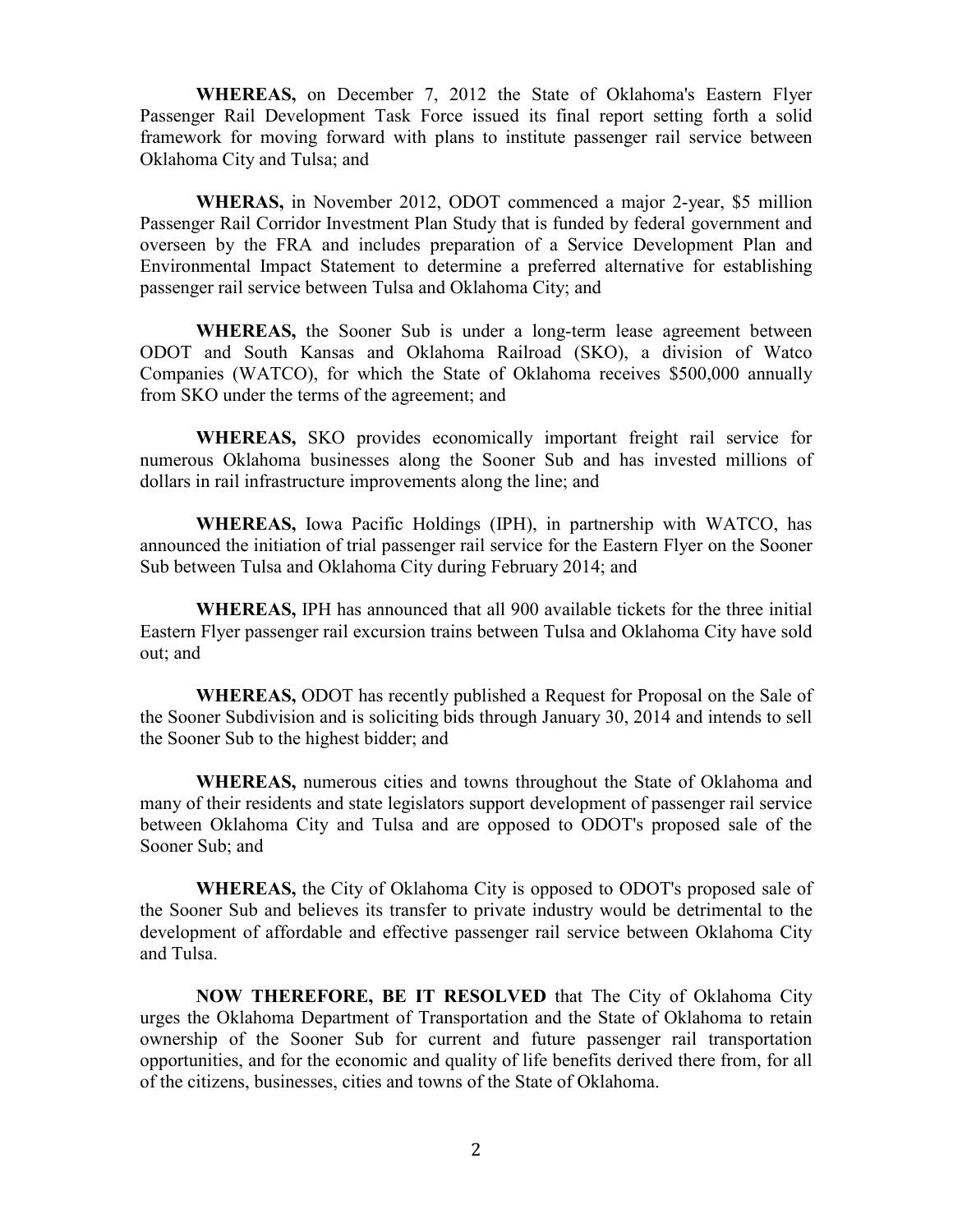**WHEREAS,** on December 7, 2012 the State of Oklahoma's Eastern Flyer Passenger Rail Development Task Force issued its final report setting forth a solid framework for moving forward with plans to institute passenger rail service between Oklahoma City and Tulsa; and

**WHERAS,** in November 2012, ODOT commenced a major 2-year, \$5 million Passenger Rail Corridor Investment Plan Study that is funded by federal government and overseen by the FRA and includes preparation of a Service Development Plan and Environmental Impact Statement to determine a preferred alternative for establishing passenger rail service between Tulsa and Oklahoma City; and

**WHEREAS,** the Sooner Sub is under a long-term lease agreement between ODOT and South Kansas and Oklahoma Railroad (SKO), a division of Watco Companies (WATCO), for which the State of Oklahoma receives \$500,000 annually from SKO under the terms of the agreement; and

**WHEREAS,** SKO provides economically important freight rail service for numerous Oklahoma businesses along the Sooner Sub and has invested millions of dollars in rail infrastructure improvements along the line; and

**WHEREAS,** Iowa Pacific Holdings (IPH), in partnership with WATCO, has announced the initiation of trial passenger rail service for the Eastern Flyer on the Sooner Sub between Tulsa and Oklahoma City during February 2014; and

**WHEREAS,** IPH has announced that all 900 available tickets for the three initial Eastern Flyer passenger rail excursion trains between Tulsa and Oklahoma City have sold out; and

**WHEREAS,** ODOT has recently published a Request for Proposal on the Sale of the Sooner Subdivision and is soliciting bids through January 30, 2014 and intends to sell the Sooner Sub to the highest bidder; and

**WHEREAS,** numerous cities and towns throughout the State of Oklahoma and many of their residents and state legislators support development of passenger rail service between Oklahoma City and Tulsa and are opposed to ODOT's proposed sale of the Sooner Sub; and

**WHEREAS,** the City of Oklahoma City is opposed to ODOT's proposed sale of the Sooner Sub and believes its transfer to private industry would be detrimental to the development of affordable and effective passenger rail service between Oklahoma City and Tulsa.

**NOW THEREFORE, BE IT RESOLVED** that The City of Oklahoma City urges the Oklahoma Department of Transportation and the State of Oklahoma to retain ownership of the Sooner Sub for current and future passenger rail transportation opportunities, and for the economic and quality of life benefits derived there from, for all of the citizens, businesses, cities and towns of the State of Oklahoma.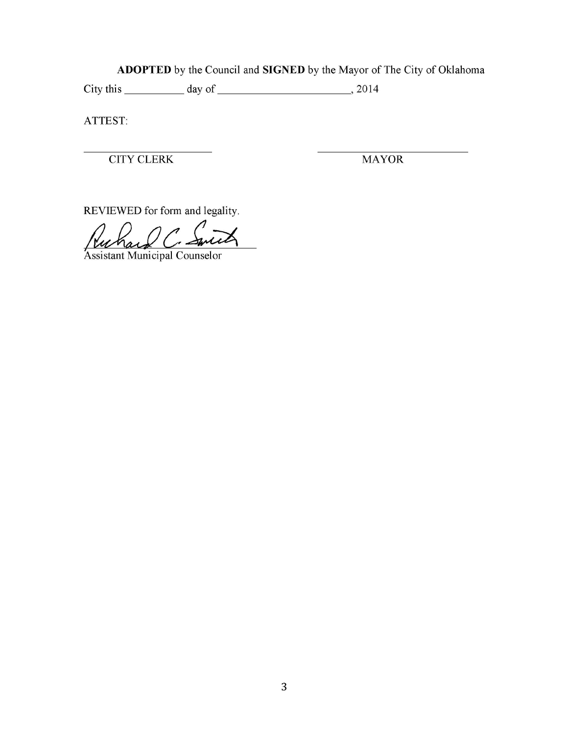**ADOPTED** by the Council and **SIGNED** by the Mayor of The City of Oklahoma City this ___________ day of ________________________, 2014

ATTEST:

________________________ ____________________________
CITY CLERK MAYOR

REVIEWED for form and legality.

Richard C. Smith
Assistant Municipal Counselor